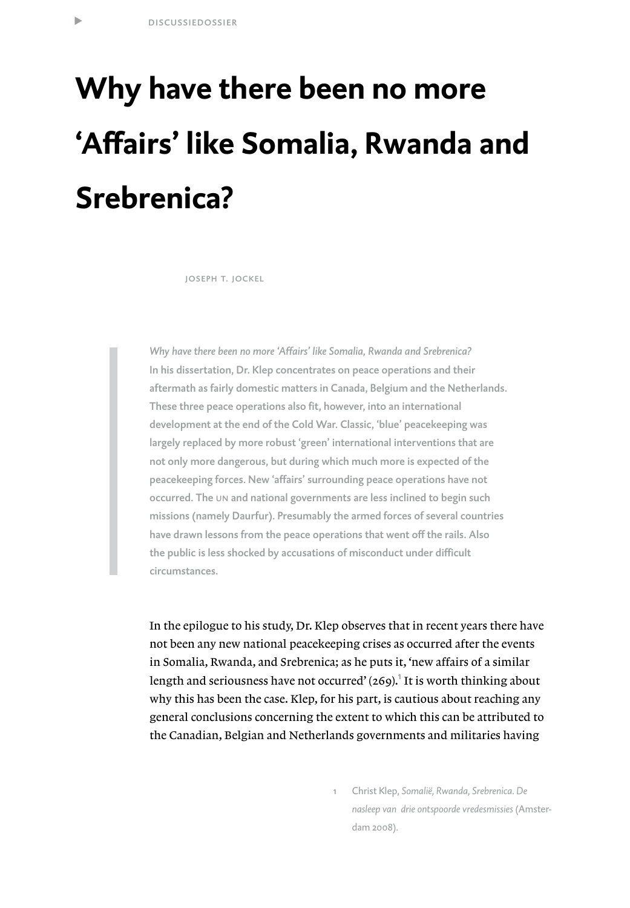DISCUSSIEDOSSIER

# Why have there been no more ‘Affairs’ like Somalia, Rwanda and Srebrenica?

JOSEPH T. JOCKEL

*Why have there been no more ‘Affairs’ like Somalia, Rwanda and Srebrenica?*
**In his dissertation, Dr. Klep concentrates on peace operations and their aftermath as fairly domestic matters in Canada, Belgium and the Netherlands. These three peace operations also fit, however, into an international development at the end of the Cold War. Classic, ‘blue’ peacekeeping was largely replaced by more robust ‘green’ international interventions that are not only more dangerous, but during which much more is expected of the peacekeeping forces. New ‘affairs’ surrounding peace operations have not occurred. The UN and national governments are less inclined to begin such missions (namely Daurfur). Presumably the armed forces of several countries have drawn lessons from the peace operations that went off the rails. Also the public is less shocked by accusations of misconduct under difficult circumstances.**

In the epilogue to his study, Dr. Klep observes that in recent years there have not been any new national peacekeeping crises as occurred after the events in Somalia, Rwanda, and Srebrenica; as he puts it, ‘new affairs of a similar length and seriousness have not occurred’ (269).[1] It is worth thinking about why this has been the case. Klep, for his part, is cautious about reaching any general conclusions concerning the extent to which this can be attributed to the Canadian, Belgian and Netherlands governments and militaries having

1 Christ Klep, *Somalië, Rwanda, Srebrenica. De nasleep van drie ontspoorde vredesmissies* (Amsterdam 2008).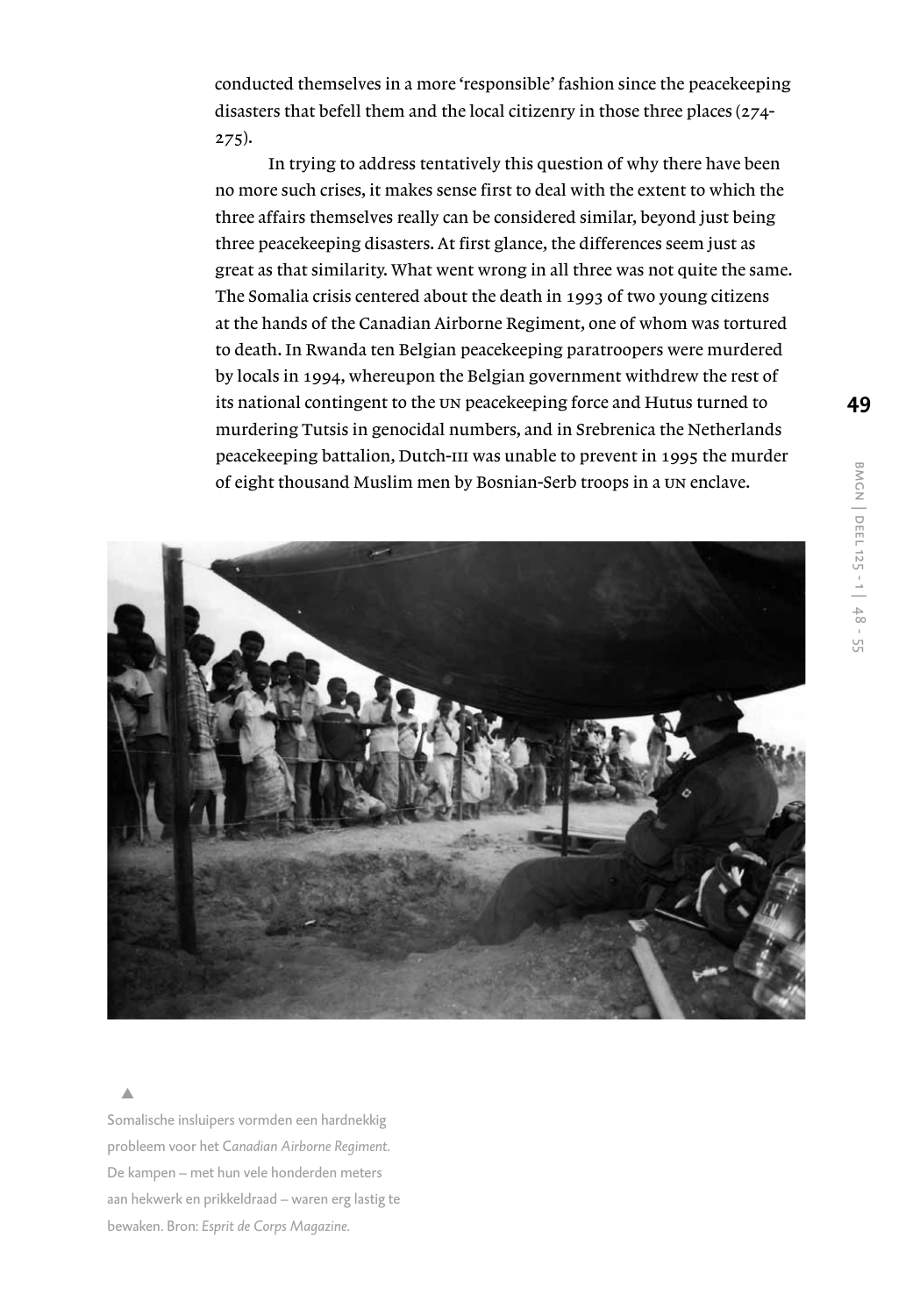conducted themselves in a more 'responsible' fashion since the peacekeeping disasters that befell them and the local citizenry in those three places (274-275).

In trying to address tentatively this question of why there have been no more such crises, it makes sense first to deal with the extent to which the three affairs themselves really can be considered similar, beyond just being three peacekeeping disasters. At first glance, the differences seem just as great as that similarity. What went wrong in all three was not quite the same. The Somalia crisis centered about the death in 1993 of two young citizens at the hands of the Canadian Airborne Regiment, one of whom was tortured to death. In Rwanda ten Belgian peacekeeping paratroopers were murdered by locals in 1994, whereupon the Belgian government withdrew the rest of its national contingent to the UN peacekeeping force and Hutus turned to murdering Tutsis in genocidal numbers, and in Srebrenica the Netherlands peacekeeping battalion, Dutch-III was unable to prevent in 1995 the murder of eight thousand Muslim men by Bosnian-Serb troops in a UN enclave.

▲
Somalische insluipers vormden een hardnekkig probleem voor het *Canadian Airborne Regiment*. De kampen – met hun vele honderden meters aan hekwerk en prikkeldraad – waren erg lastig te bewaken. Bron: *Esprit de Corps Magazine*.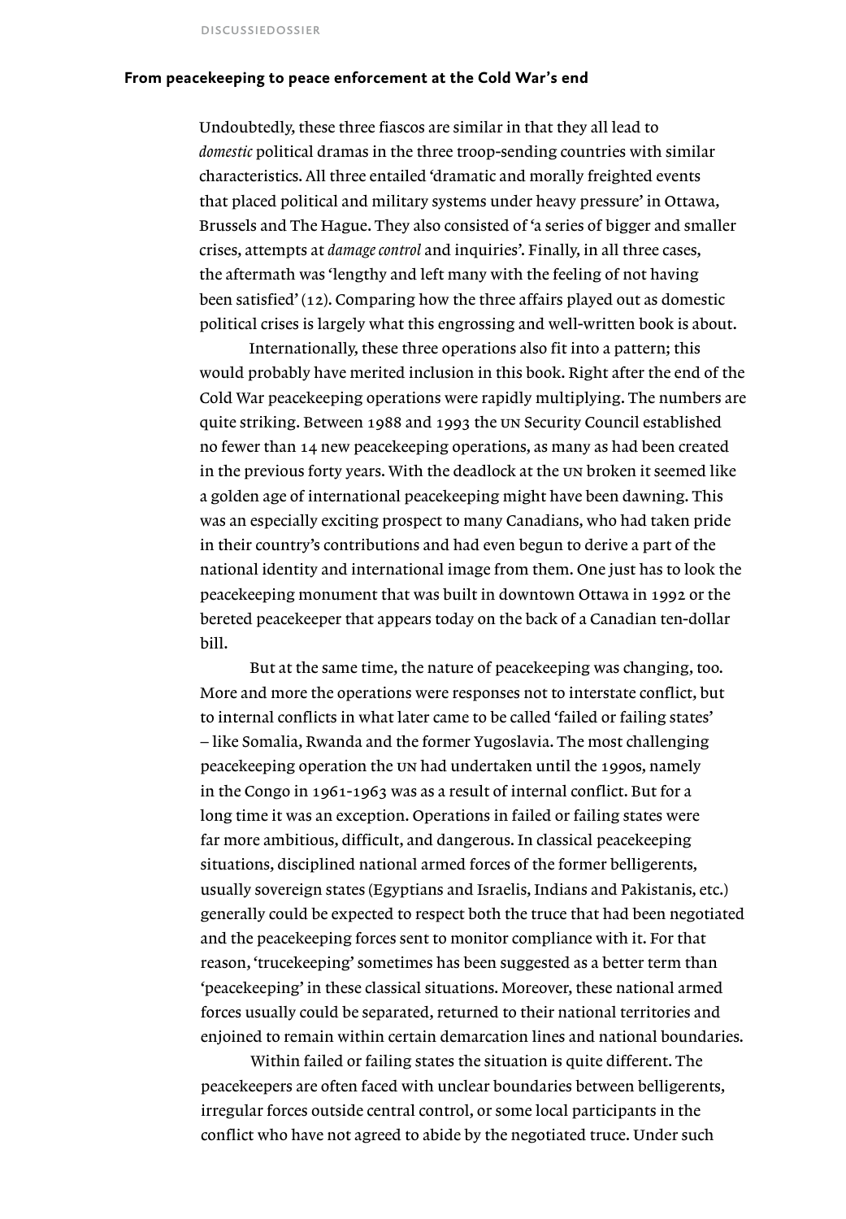### From peacekeeping to peace enforcement at the Cold War's end

Undoubtedly, these three fiascos are similar in that they all lead to *domestic* political dramas in the three troop-sending countries with similar characteristics. All three entailed 'dramatic and morally freighted events that placed political and military systems under heavy pressure' in Ottawa, Brussels and The Hague. They also consisted of 'a series of bigger and smaller crises, attempts at *damage control* and inquiries'. Finally, in all three cases, the aftermath was 'lengthy and left many with the feeling of not having been satisfied' (12). Comparing how the three affairs played out as domestic political crises is largely what this engrossing and well-written book is about.

Internationally, these three operations also fit into a pattern; this would probably have merited inclusion in this book. Right after the end of the Cold War peacekeeping operations were rapidly multiplying. The numbers are quite striking. Between 1988 and 1993 the UN Security Council established no fewer than 14 new peacekeeping operations, as many as had been created in the previous forty years. With the deadlock at the UN broken it seemed like a golden age of international peacekeeping might have been dawning. This was an especially exciting prospect to many Canadians, who had taken pride in their country's contributions and had even begun to derive a part of the national identity and international image from them. One just has to look the peacekeeping monument that was built in downtown Ottawa in 1992 or the bereted peacekeeper that appears today on the back of a Canadian ten-dollar bill.

But at the same time, the nature of peacekeeping was changing, too. More and more the operations were responses not to interstate conflict, but to internal conflicts in what later came to be called 'failed or failing states' – like Somalia, Rwanda and the former Yugoslavia. The most challenging peacekeeping operation the UN had undertaken until the 1990s, namely in the Congo in 1961-1963 was as a result of internal conflict. But for a long time it was an exception. Operations in failed or failing states were far more ambitious, difficult, and dangerous. In classical peacekeeping situations, disciplined national armed forces of the former belligerents, usually sovereign states (Egyptians and Israelis, Indians and Pakistanis, etc.) generally could be expected to respect both the truce that had been negotiated and the peacekeeping forces sent to monitor compliance with it. For that reason, 'trucekeeping' sometimes has been suggested as a better term than 'peacekeeping' in these classical situations. Moreover, these national armed forces usually could be separated, returned to their national territories and enjoined to remain within certain demarcation lines and national boundaries.

Within failed or failing states the situation is quite different. The peacekeepers are often faced with unclear boundaries between belligerents, irregular forces outside central control, or some local participants in the conflict who have not agreed to abide by the negotiated truce. Under such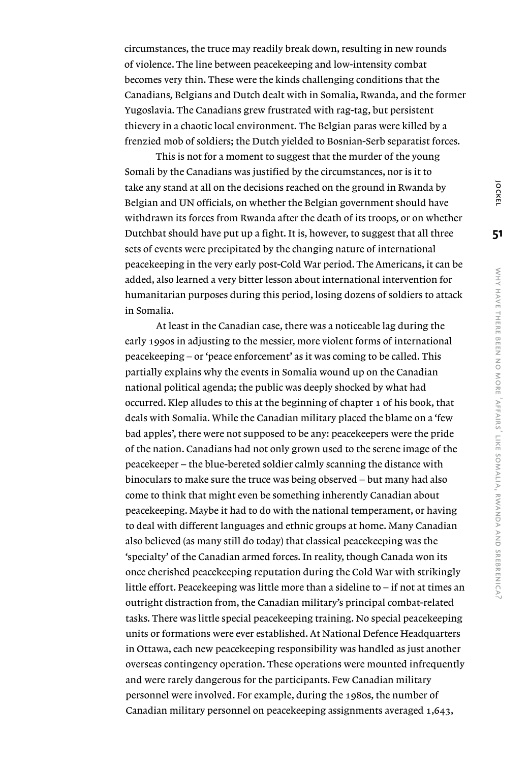circumstances, the truce may readily break down, resulting in new rounds of violence. The line between peacekeeping and low-intensity combat becomes very thin. These were the kinds challenging conditions that the Canadians, Belgians and Dutch dealt with in Somalia, Rwanda, and the former Yugoslavia. The Canadians grew frustrated with rag-tag, but persistent thievery in a chaotic local environment. The Belgian paras were killed by a frenzied mob of soldiers; the Dutch yielded to Bosnian-Serb separatist forces.

This is not for a moment to suggest that the murder of the young Somali by the Canadians was justified by the circumstances, nor is it to take any stand at all on the decisions reached on the ground in Rwanda by Belgian and UN officials, on whether the Belgian government should have withdrawn its forces from Rwanda after the death of its troops, or on whether Dutchbat should have put up a fight. It is, however, to suggest that all three sets of events were precipitated by the changing nature of international peacekeeping in the very early post-Cold War period. The Americans, it can be added, also learned a very bitter lesson about international intervention for humanitarian purposes during this period, losing dozens of soldiers to attack in Somalia.

At least in the Canadian case, there was a noticeable lag during the early 1990s in adjusting to the messier, more violent forms of international peacekeeping – or 'peace enforcement' as it was coming to be called. This partially explains why the events in Somalia wound up on the Canadian national political agenda; the public was deeply shocked by what had occurred. Klep alludes to this at the beginning of chapter 1 of his book, that deals with Somalia. While the Canadian military placed the blame on a 'few bad apples', there were not supposed to be any: peacekeepers were the pride of the nation. Canadians had not only grown used to the serene image of the peacekeeper – the blue-bereted soldier calmly scanning the distance with binoculars to make sure the truce was being observed – but many had also come to think that might even be something inherently Canadian about peacekeeping. Maybe it had to do with the national temperament, or having to deal with different languages and ethnic groups at home. Many Canadian also believed (as many still do today) that classical peacekeeping was the 'specialty' of the Canadian armed forces. In reality, though Canada won its once cherished peacekeeping reputation during the Cold War with strikingly little effort. Peacekeeping was little more than a sideline to – if not at times an outright distraction from, the Canadian military's principal combat-related tasks. There was little special peacekeeping training. No special peacekeeping units or formations were ever established. At National Defence Headquarters in Ottawa, each new peacekeeping responsibility was handled as just another overseas contingency operation. These operations were mounted infrequently and were rarely dangerous for the participants. Few Canadian military personnel were involved. For example, during the 1980s, the number of Canadian military personnel on peacekeeping assignments averaged 1,643,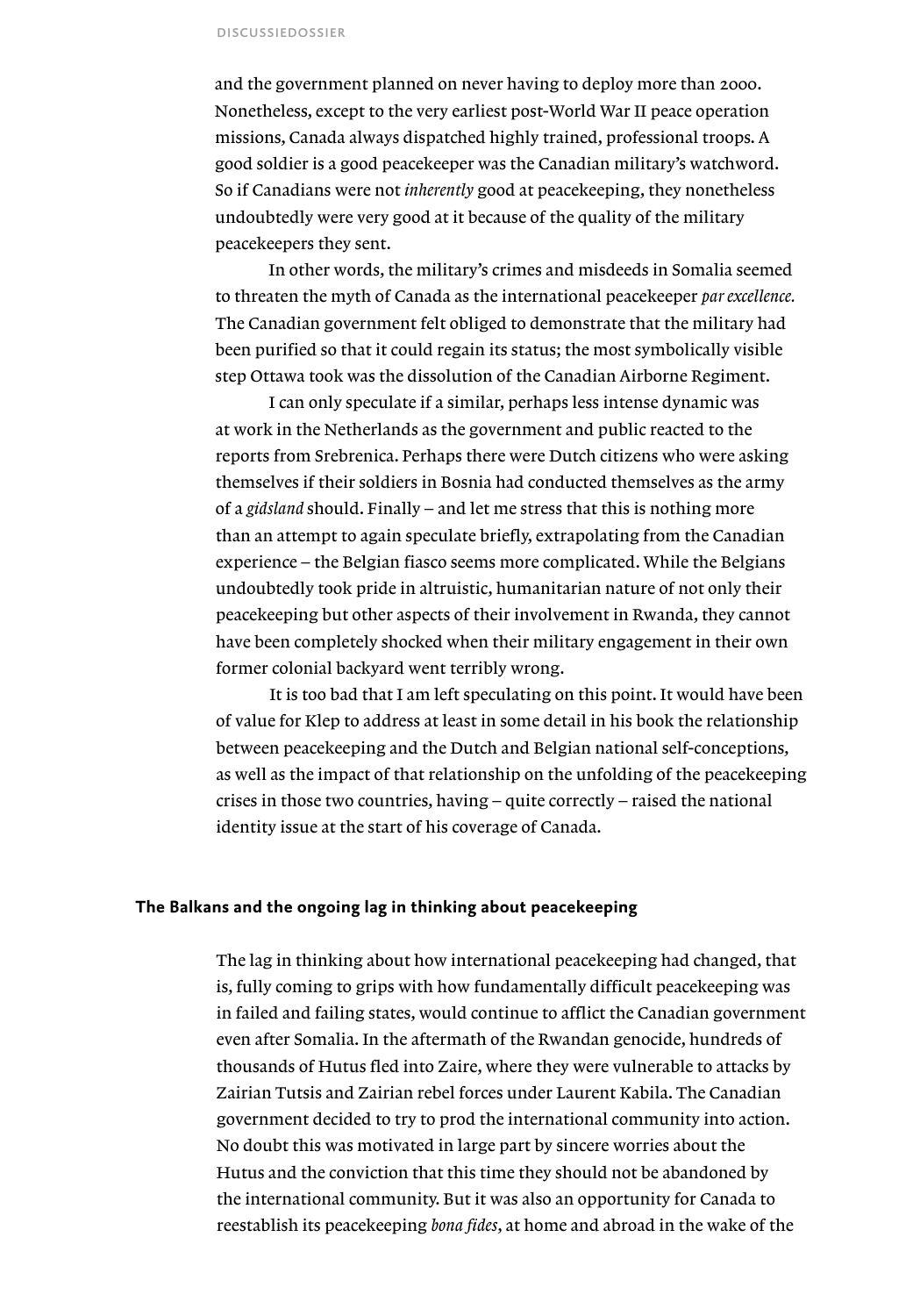and the government planned on never having to deploy more than 2000. Nonetheless, except to the very earliest post-World War II peace operation missions, Canada always dispatched highly trained, professional troops. A good soldier is a good peacekeeper was the Canadian military's watchword. So if Canadians were not *inherently* good at peacekeeping, they nonetheless undoubtedly were very good at it because of the quality of the military peacekeepers they sent.

In other words, the military's crimes and misdeeds in Somalia seemed to threaten the myth of Canada as the international peacekeeper *par excellence.* The Canadian government felt obliged to demonstrate that the military had been purified so that it could regain its status; the most symbolically visible step Ottawa took was the dissolution of the Canadian Airborne Regiment.

I can only speculate if a similar, perhaps less intense dynamic was at work in the Netherlands as the government and public reacted to the reports from Srebrenica. Perhaps there were Dutch citizens who were asking themselves if their soldiers in Bosnia had conducted themselves as the army of a *gidsland* should. Finally – and let me stress that this is nothing more than an attempt to again speculate briefly, extrapolating from the Canadian experience – the Belgian fiasco seems more complicated. While the Belgians undoubtedly took pride in altruistic, humanitarian nature of not only their peacekeeping but other aspects of their involvement in Rwanda, they cannot have been completely shocked when their military engagement in their own former colonial backyard went terribly wrong.

It is too bad that I am left speculating on this point. It would have been of value for Klep to address at least in some detail in his book the relationship between peacekeeping and the Dutch and Belgian national self-conceptions, as well as the impact of that relationship on the unfolding of the peacekeeping crises in those two countries, having – quite correctly – raised the national identity issue at the start of his coverage of Canada.

## The Balkans and the ongoing lag in thinking about peacekeeping

The lag in thinking about how international peacekeeping had changed, that is, fully coming to grips with how fundamentally difficult peacekeeping was in failed and failing states, would continue to afflict the Canadian government even after Somalia. In the aftermath of the Rwandan genocide, hundreds of thousands of Hutus fled into Zaire, where they were vulnerable to attacks by Zairian Tutsis and Zairian rebel forces under Laurent Kabila. The Canadian government decided to try to prod the international community into action. No doubt this was motivated in large part by sincere worries about the Hutus and the conviction that this time they should not be abandoned by the international community. But it was also an opportunity for Canada to reestablish its peacekeeping *bona fides*, at home and abroad in the wake of the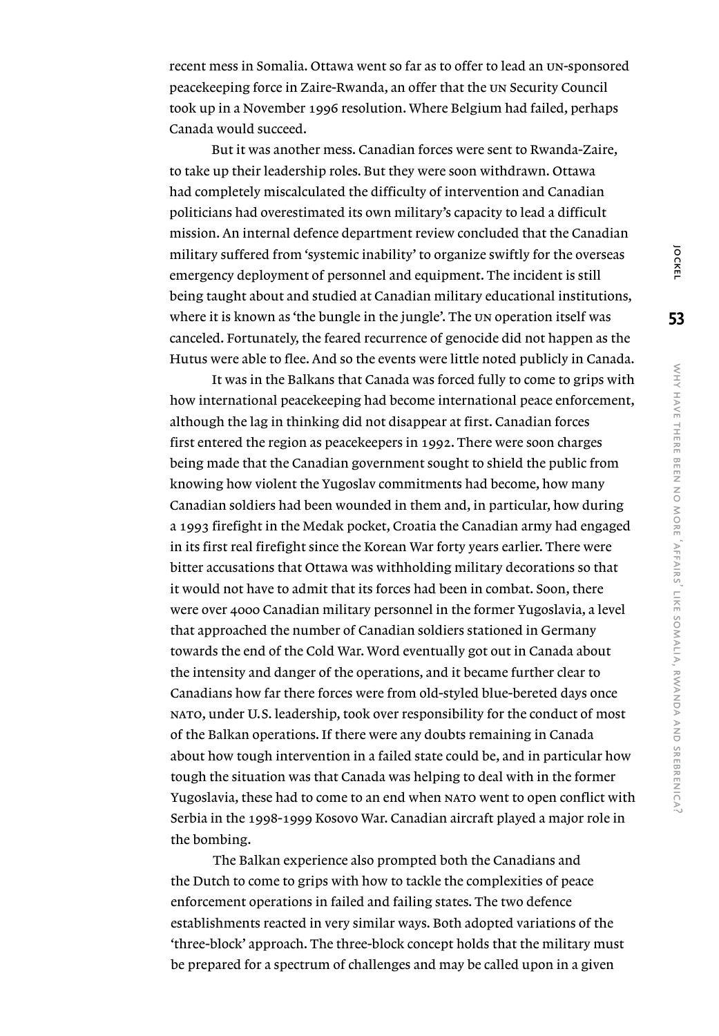recent mess in Somalia. Ottawa went so far as to offer to lead an UN-sponsored peacekeeping force in Zaire-Rwanda, an offer that the UN Security Council took up in a November 1996 resolution. Where Belgium had failed, perhaps Canada would succeed.

But it was another mess. Canadian forces were sent to Rwanda-Zaire, to take up their leadership roles. But they were soon withdrawn. Ottawa had completely miscalculated the difficulty of intervention and Canadian politicians had overestimated its own military's capacity to lead a difficult mission. An internal defence department review concluded that the Canadian military suffered from 'systemic inability' to organize swiftly for the overseas emergency deployment of personnel and equipment. The incident is still being taught about and studied at Canadian military educational institutions, where it is known as 'the bungle in the jungle'. The UN operation itself was canceled. Fortunately, the feared recurrence of genocide did not happen as the Hutus were able to flee. And so the events were little noted publicly in Canada.

It was in the Balkans that Canada was forced fully to come to grips with how international peacekeeping had become international peace enforcement, although the lag in thinking did not disappear at first. Canadian forces first entered the region as peacekeepers in 1992. There were soon charges being made that the Canadian government sought to shield the public from knowing how violent the Yugoslav commitments had become, how many Canadian soldiers had been wounded in them and, in particular, how during a 1993 firefight in the Medak pocket, Croatia the Canadian army had engaged in its first real firefight since the Korean War forty years earlier. There were bitter accusations that Ottawa was withholding military decorations so that it would not have to admit that its forces had been in combat. Soon, there were over 4000 Canadian military personnel in the former Yugoslavia, a level that approached the number of Canadian soldiers stationed in Germany towards the end of the Cold War. Word eventually got out in Canada about the intensity and danger of the operations, and it became further clear to Canadians how far there forces were from old-styled blue-bereted days once NATO, under U.S. leadership, took over responsibility for the conduct of most of the Balkan operations. If there were any doubts remaining in Canada about how tough intervention in a failed state could be, and in particular how tough the situation was that Canada was helping to deal with in the former Yugoslavia, these had to come to an end when NATO went to open conflict with Serbia in the 1998-1999 Kosovo War. Canadian aircraft played a major role in the bombing.

The Balkan experience also prompted both the Canadians and the Dutch to come to grips with how to tackle the complexities of peace enforcement operations in failed and failing states. The two defence establishments reacted in very similar ways. Both adopted variations of the 'three-block' approach. The three-block concept holds that the military must be prepared for a spectrum of challenges and may be called upon in a given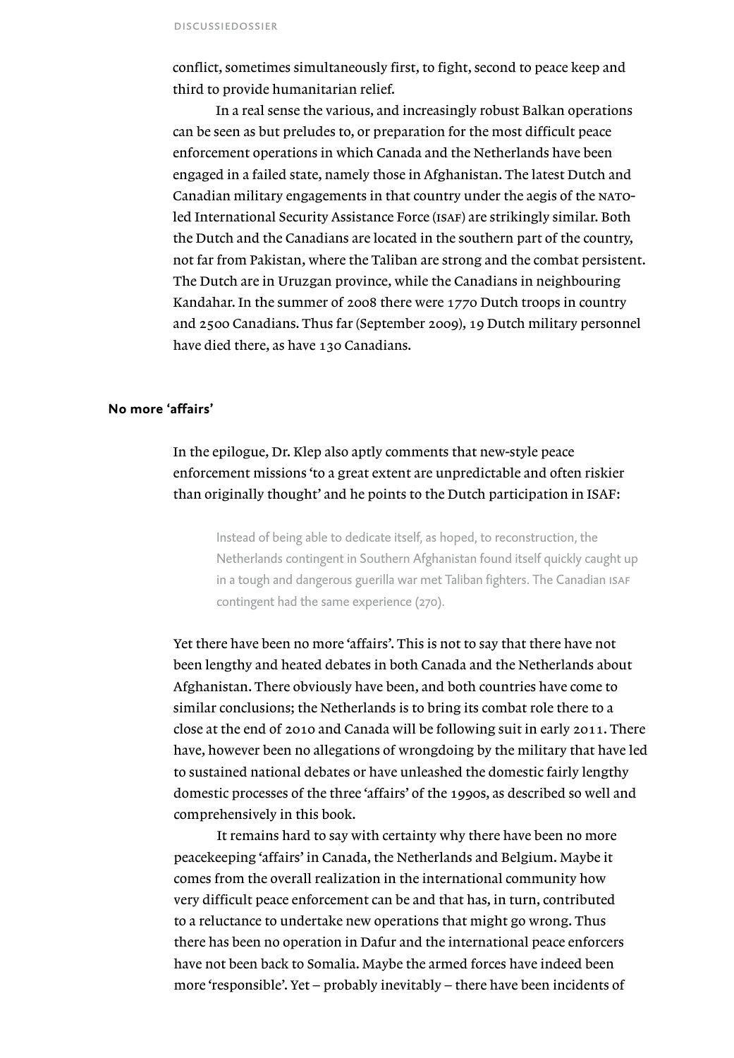conflict, sometimes simultaneously first, to fight, second to peace keep and third to provide humanitarian relief.

In a real sense the various, and increasingly robust Balkan operations can be seen as but preludes to, or preparation for the most difficult peace enforcement operations in which Canada and the Netherlands have been engaged in a failed state, namely those in Afghanistan. The latest Dutch and Canadian military engagements in that country under the aegis of the NATO-led International Security Assistance Force (ISAF) are strikingly similar. Both the Dutch and the Canadians are located in the southern part of the country, not far from Pakistan, where the Taliban are strong and the combat persistent. The Dutch are in Uruzgan province, while the Canadians in neighbouring Kandahar. In the summer of 2008 there were 1770 Dutch troops in country and 2500 Canadians. Thus far (September 2009), 19 Dutch military personnel have died there, as have 130 Canadians.

## No more 'affairs'

In the epilogue, Dr. Klep also aptly comments that new-style peace enforcement missions 'to a great extent are unpredictable and often riskier than originally thought' and he points to the Dutch participation in ISAF:

> Instead of being able to dedicate itself, as hoped, to reconstruction, the Netherlands contingent in Southern Afghanistan found itself quickly caught up in a tough and dangerous guerilla war met Taliban fighters. The Canadian ISAF contingent had the same experience (270).

Yet there have been no more 'affairs'. This is not to say that there have not been lengthy and heated debates in both Canada and the Netherlands about Afghanistan. There obviously have been, and both countries have come to similar conclusions; the Netherlands is to bring its combat role there to a close at the end of 2010 and Canada will be following suit in early 2011. There have, however been no allegations of wrongdoing by the military that have led to sustained national debates or have unleashed the domestic fairly lengthy domestic processes of the three 'affairs' of the 1990s, as described so well and comprehensively in this book.

It remains hard to say with certainty why there have been no more peacekeeping 'affairs' in Canada, the Netherlands and Belgium. Maybe it comes from the overall realization in the international community how very difficult peace enforcement can be and that has, in turn, contributed to a reluctance to undertake new operations that might go wrong. Thus there has been no operation in Dafur and the international peace enforcers have not been back to Somalia. Maybe the armed forces have indeed been more 'responsible'. Yet – probably inevitably – there have been incidents of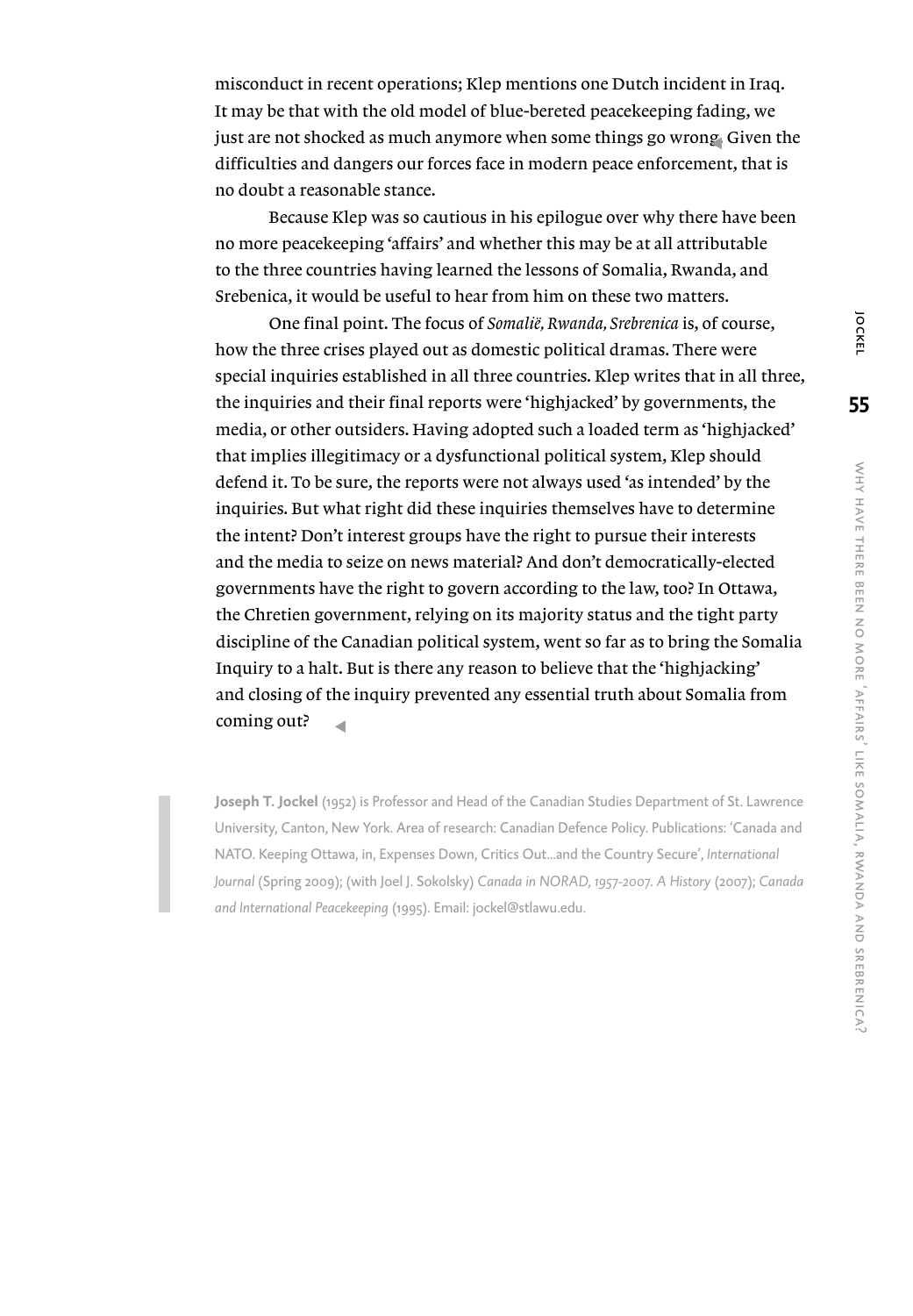misconduct in recent operations; Klep mentions one Dutch incident in Iraq. It may be that with the old model of blue-bereted peacekeeping fading, we just are not shocked as much anymore when some things go wrong. Given the difficulties and dangers our forces face in modern peace enforcement, that is no doubt a reasonable stance.

Because Klep was so cautious in his epilogue over why there have been no more peacekeeping 'affairs' and whether this may be at all attributable to the three countries having learned the lessons of Somalia, Rwanda, and Srebenica, it would be useful to hear from him on these two matters.

One final point. The focus of *Somalië, Rwanda, Srebrenica* is, of course, how the three crises played out as domestic political dramas. There were special inquiries established in all three countries. Klep writes that in all three, the inquiries and their final reports were 'highjacked' by governments, the media, or other outsiders. Having adopted such a loaded term as 'highjacked' that implies illegitimacy or a dysfunctional political system, Klep should defend it. To be sure, the reports were not always used 'as intended' by the inquiries. But what right did these inquiries themselves have to determine the intent? Don't interest groups have the right to pursue their interests and the media to seize on news material? And don't democratically-elected governments have the right to govern according to the law, too? In Ottawa, the Chretien government, relying on its majority status and the tight party discipline of the Canadian political system, went so far as to bring the Somalia Inquiry to a halt. But is there any reason to believe that the 'highjacking' and closing of the inquiry prevented any essential truth about Somalia from coming out?

**Joseph T. Jockel** (1952) is Professor and Head of the Canadian Studies Department of St. Lawrence University, Canton, New York. Area of research: Canadian Defence Policy. Publications: 'Canada and NATO. Keeping Ottawa, in, Expenses Down, Critics Out...and the Country Secure', *International Journal* (Spring 2009); (with Joel J. Sokolsky) *Canada in NORAD, 1957-2007. A History* (2007); *Canada and International Peacekeeping* (1995). Email: jockel@stlawu.edu.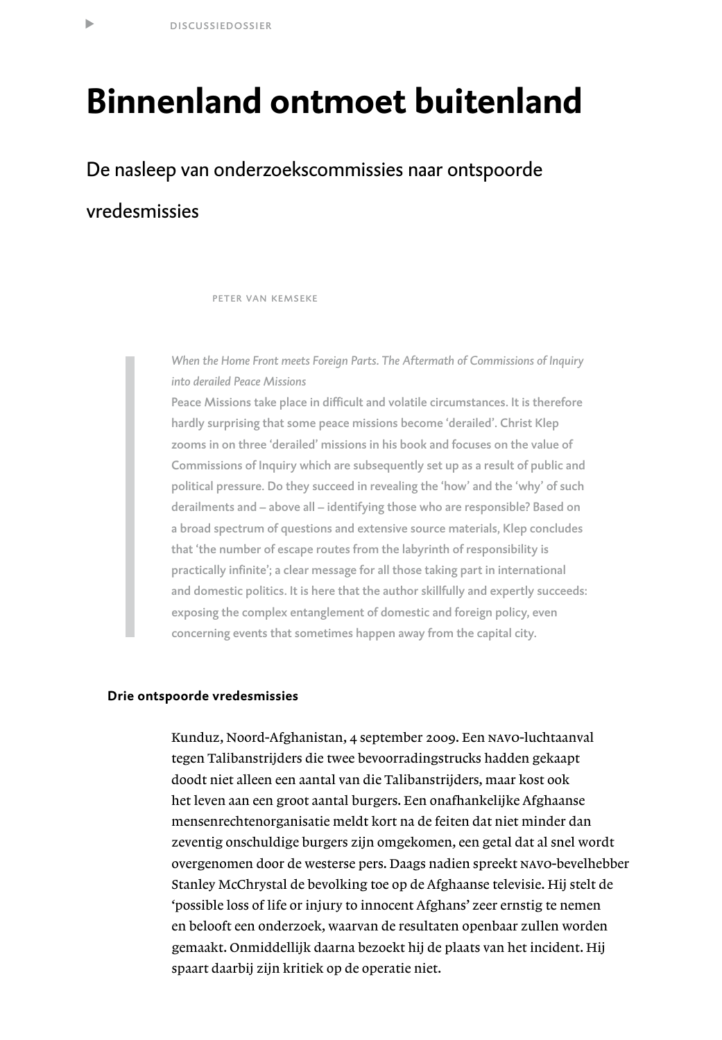DISCUSSIEDOSSIER

# Binnenland ontmoet buitenland

## De nasleep van onderzoekscommissies naar ontspoorde vredesmissies

PETER VAN KEMSEKE

> *When the Home Front meets Foreign Parts. The Aftermath of Commissions of Inquiry into derailed Peace Missions*
> Peace Missions take place in difficult and volatile circumstances. It is therefore hardly surprising that some peace missions become 'derailed'. Christ Klep zooms in on three 'derailed' missions in his book and focuses on the value of Commissions of Inquiry which are subsequently set up as a result of public and political pressure. Do they succeed in revealing the 'how' and the 'why' of such derailments and – above all – identifying those who are responsible? Based on a broad spectrum of questions and extensive source materials, Klep concludes that 'the number of escape routes from the labyrinth of responsibility is practically infinite'; a clear message for all those taking part in international and domestic politics. It is here that the author skillfully and expertly succeeds: exposing the complex entanglement of domestic and foreign policy, even concerning events that sometimes happen away from the capital city.

### Drie ontspoorde vredesmissies

Kunduz, Noord-Afghanistan, 4 september 2009. Een NAVO-luchtaanval tegen Talibanstrijders die twee bevoorradingstrucks hadden gekaapt doodt niet alleen een aantal van die Talibanstrijders, maar kost ook het leven aan een groot aantal burgers. Een onafhankelijke Afghaanse mensenrechtenorganisatie meldt kort na de feiten dat niet minder dan zeventig onschuldige burgers zijn omgekomen, een getal dat al snel wordt overgenomen door de westerse pers. Daags nadien spreekt NAVO-bevelhebber Stanley McChrystal de bevolking toe op de Afghaanse televisie. Hij stelt de 'possible loss of life or injury to innocent Afghans' zeer ernstig te nemen en belooft een onderzoek, waarvan de resultaten openbaar zullen worden gemaakt. Onmiddellijk daarna bezoekt hij de plaats van het incident. Hij spaart daarbij zijn kritiek op de operatie niet.